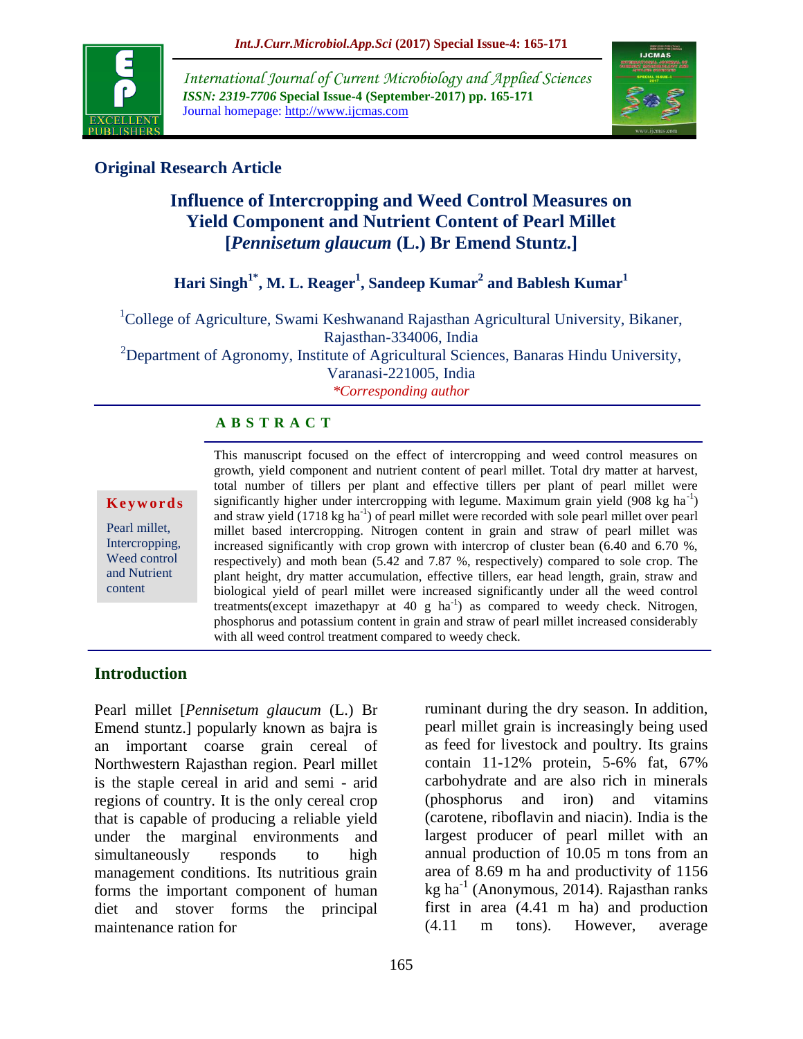## Original Research Article

# Influence of Intercropping and Weed Control Measures on Yield Component and Nutrient Content of Pearl Millet [*Pennisetum glaucum* (L.) Br Emend Stuntz.]

**Hari Singh[1*], M. L. Reager[1], Sandeep Kumar[2] and Bablesh Kumar[1]**

[1]College of Agriculture, Swami Keshwanand Rajasthan Agricultural University, Bikaner, Rajasthan-334006, India
[2]Department of Agronomy, Institute of Agricultural Sciences, Banaras Hindu University, Varanasi-221005, India
*Corresponding author

## ABSTRACT

**Keywords**

Pearl millet, Intercropping, Weed control and Nutrient content

This manuscript focused on the effect of intercropping and weed control measures on growth, yield component and nutrient content of pearl millet. Total dry matter at harvest, total number of tillers per plant and effective tillers per plant of pearl millet were significantly higher under intercropping with legume. Maximum grain yield (908 kg $ha^{-1}$) and straw yield (1718 kg $ha^{-1}$) of pearl millet were recorded with sole pearl millet over pearl millet based intercropping. Nitrogen content in grain and straw of pearl millet was increased significantly with crop grown with intercrop of cluster bean (6.40 and 6.70 %, respectively) and moth bean (5.42 and 7.87 %, respectively) compared to sole crop. The plant height, dry matter accumulation, effective tillers, ear head length, grain, straw and biological yield of pearl millet were increased significantly under all the weed control treatments(except imazethapyr at 40 g $ha^{-1}$) as compared to weedy check. Nitrogen, phosphorus and potassium content in grain and straw of pearl millet increased considerably with all weed control treatment compared to weedy check.

## Introduction

Pearl millet [*Pennisetum glaucum* (L.) Br Emend stuntz.] popularly known as bajra is an important coarse grain cereal of Northwestern Rajasthan region. Pearl millet is the staple cereal in arid and semi - arid regions of country. It is the only cereal crop that is capable of producing a reliable yield under the marginal environments and simultaneously responds to high management conditions. Its nutritious grain forms the important component of human diet and stover forms the principal maintenance ration for ruminant during the dry season. In addition, pearl millet grain is increasingly being used as feed for livestock and poultry. Its grains contain 11-12% protein, 5-6% fat, 67% carbohydrate and are also rich in minerals (phosphorus and iron) and vitamins (carotene, riboflavin and niacin). India is the largest producer of pearl millet with an annual production of 10.05 m tons from an area of 8.69 m ha and productivity of 1156 kg $ha^{-1}$ (Anonymous, 2014). Rajasthan ranks first in area (4.41 m ha) and production (4.11 m tons). However, average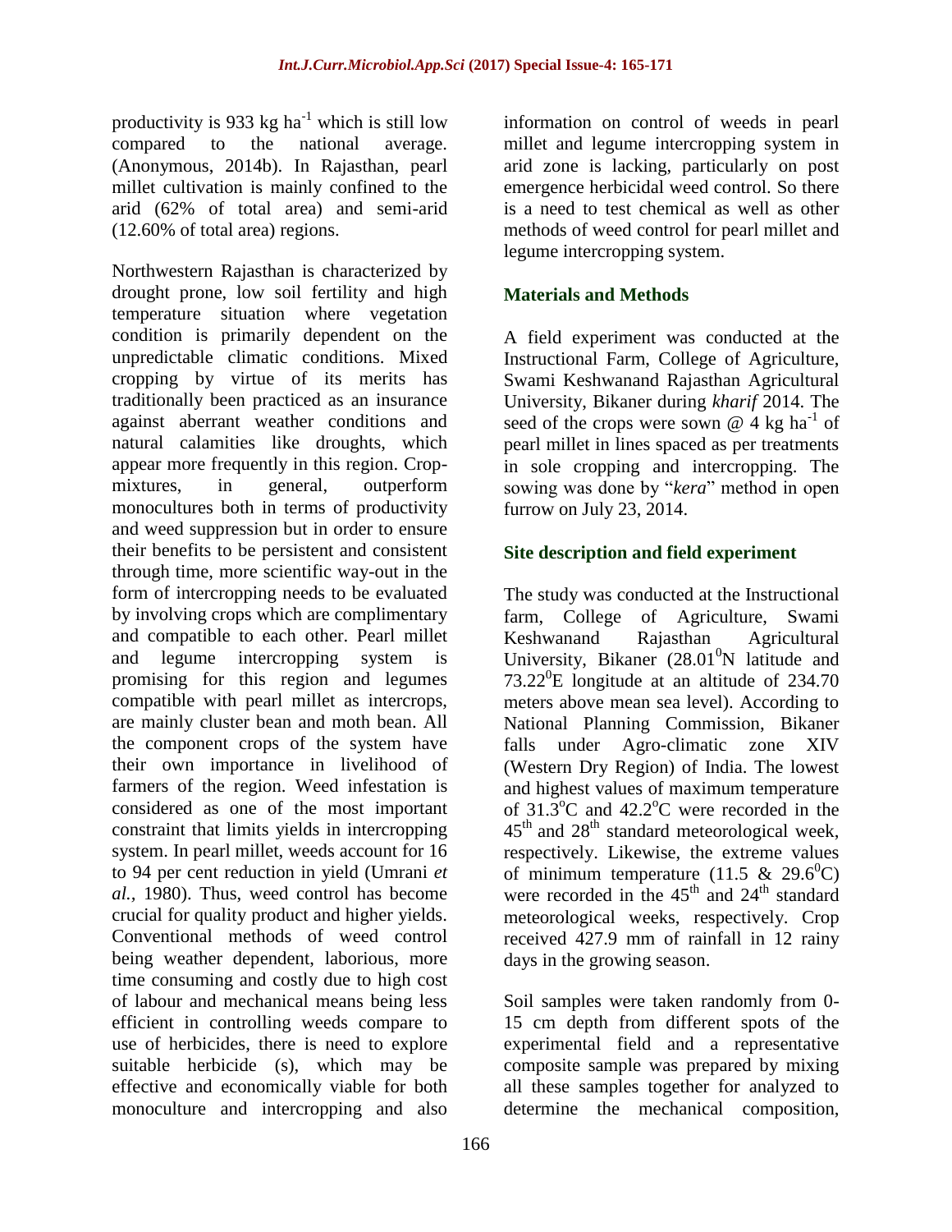productivity is 933 kg ha$^{-1}$ which is still low compared to the national average. (Anonymous, 2014b). In Rajasthan, pearl millet cultivation is mainly confined to the arid (62% of total area) and semi-arid (12.60% of total area) regions.

Northwestern Rajasthan is characterized by drought prone, low soil fertility and high temperature situation where vegetation condition is primarily dependent on the unpredictable climatic conditions. Mixed cropping by virtue of its merits has traditionally been practiced as an insurance against aberrant weather conditions and natural calamities like droughts, which appear more frequently in this region. Crop-mixtures, in general, outperform monocultures both in terms of productivity and weed suppression but in order to ensure their benefits to be persistent and consistent through time, more scientific way-out in the form of intercropping needs to be evaluated by involving crops which are complimentary and compatible to each other. Pearl millet and legume intercropping system is promising for this region and legumes compatible with pearl millet as intercrops, are mainly cluster bean and moth bean. All the component crops of the system have their own importance in livelihood of farmers of the region. Weed infestation is considered as one of the most important constraint that limits yields in intercropping system. In pearl millet, weeds account for 16 to 94 per cent reduction in yield (Umrani *et al.,* 1980). Thus, weed control has become crucial for quality product and higher yields. Conventional methods of weed control being weather dependent, laborious, more time consuming and costly due to high cost of labour and mechanical means being less efficient in controlling weeds compare to use of herbicides, there is need to explore suitable herbicide (s), which may be effective and economically viable for both monoculture and intercropping and also information on control of weeds in pearl millet and legume intercropping system in arid zone is lacking, particularly on post emergence herbicidal weed control. So there is a need to test chemical as well as other methods of weed control for pearl millet and legume intercropping system.

## Materials and Methods

A field experiment was conducted at the Instructional Farm, College of Agriculture, Swami Keshwanand Rajasthan Agricultural University, Bikaner during *kharif* 2014. The seed of the crops were sown @ 4 kg ha$^{-1}$ of pearl millet in lines spaced as per treatments in sole cropping and intercropping. The sowing was done by "*kera*" method in open furrow on July 23, 2014.

### Site description and field experiment

The study was conducted at the Instructional farm, College of Agriculture, Swami Keshwanand Rajasthan Agricultural University, Bikaner (28.01$^{0}$N latitude and 73.22$^{0}$E longitude at an altitude of 234.70 meters above mean sea level). According to National Planning Commission, Bikaner falls under Agro-climatic zone XIV (Western Dry Region) of India. The lowest and highest values of maximum temperature of 31.3$^{o}$C and 42.2$^{o}$C were recorded in the 45$^{th}$ and 28$^{th}$ standard meteorological week, respectively. Likewise, the extreme values of minimum temperature (11.5 & 29.6$^{0}$C) were recorded in the 45$^{th}$ and 24$^{th}$ standard meteorological weeks, respectively. Crop received 427.9 mm of rainfall in 12 rainy days in the growing season.

Soil samples were taken randomly from 0-15 cm depth from different spots of the experimental field and a representative composite sample was prepared by mixing all these samples together for analyzed to determine the mechanical composition,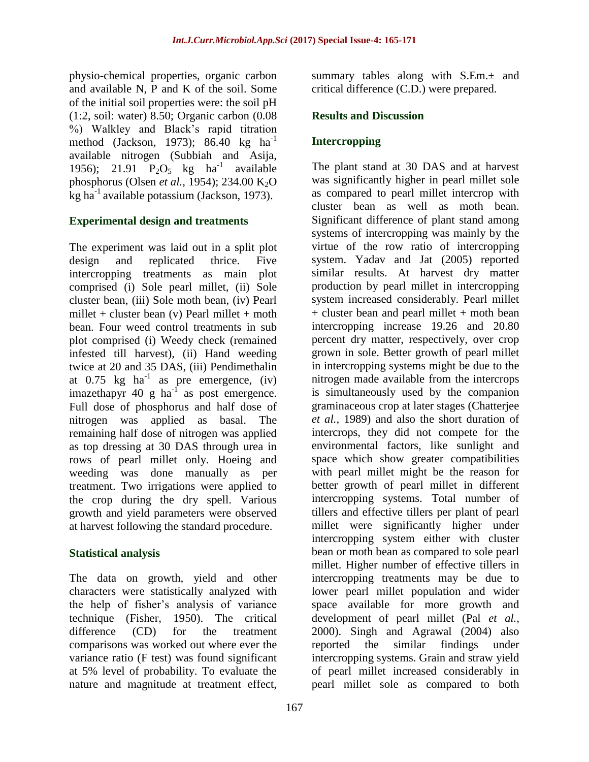physio-chemical properties, organic carbon and available N, P and K of the soil. Some of the initial soil properties were: the soil pH (1:2, soil: water) 8.50; Organic carbon (0.08 %) Walkley and Black's rapid titration method (Jackson, 1973); 86.40 kg $ha^{-1}$ available nitrogen (Subbiah and Asija, 1956); 21.91 $P_2O_5$ kg $ha^{-1}$ available phosphorus (Olsen *et al.*, 1954); 234.00 $K_2O$ kg $ha^{-1}$ available potassium (Jackson, 1973).

## Experimental design and treatments

The experiment was laid out in a split plot design and replicated thrice. Five intercropping treatments as main plot comprised (i) Sole pearl millet, (ii) Sole cluster bean, (iii) Sole moth bean, (iv) Pearl millet + cluster bean (v) Pearl millet + moth bean. Four weed control treatments in sub plot comprised (i) Weedy check (remained infested till harvest), (ii) Hand weeding twice at 20 and 35 DAS, (iii) Pendimethalin at 0.75 kg $ha^{-1}$ as pre emergence, (iv) imazethapyr 40 g $ha^{-1}$ as post emergence. Full dose of phosphorus and half dose of nitrogen was applied as basal. The remaining half dose of nitrogen was applied as top dressing at 30 DAS through urea in rows of pearl millet only. Hoeing and weeding was done manually as per treatment. Two irrigations were applied to the crop during the dry spell. Various growth and yield parameters were observed at harvest following the standard procedure.

## Statistical analysis

The data on growth, yield and other characters were statistically analyzed with the help of fisher's analysis of variance technique (Fisher, 1950). The critical difference (CD) for the treatment comparisons was worked out where ever the variance ratio (F test) was found significant at 5% level of probability. To evaluate the nature and magnitude at treatment effect, summary tables along with S.Em.± and critical difference (C.D.) were prepared.

## Results and Discussion

## Intercropping

The plant stand at 30 DAS and at harvest was significantly higher in pearl millet sole as compared to pearl millet intercrop with cluster bean as well as moth bean. Significant difference of plant stand among systems of intercropping was mainly by the virtue of the row ratio of intercropping system. Yadav and Jat (2005) reported similar results. At harvest dry matter production by pearl millet in intercropping system increased considerably. Pearl millet + cluster bean and pearl millet + moth bean intercropping increase 19.26 and 20.80 percent dry matter, respectively, over crop grown in sole. Better growth of pearl millet in intercropping systems might be due to the nitrogen made available from the intercrops is simultaneously used by the companion graminaceous crop at later stages (Chatterjee *et al.*, 1989) and also the short duration of intercrops, they did not compete for the environmental factors, like sunlight and space which show greater compatibilities with pearl millet might be the reason for better growth of pearl millet in different intercropping systems. Total number of tillers and effective tillers per plant of pearl millet were significantly higher under intercropping system either with cluster bean or moth bean as compared to sole pearl millet. Higher number of effective tillers in intercropping treatments may be due to lower pearl millet population and wider space available for more growth and development of pearl millet (Pal *et al.*, 2000). Singh and Agrawal (2004) also reported the similar findings under intercropping systems. Grain and straw yield of pearl millet increased considerably in pearl millet sole as compared to both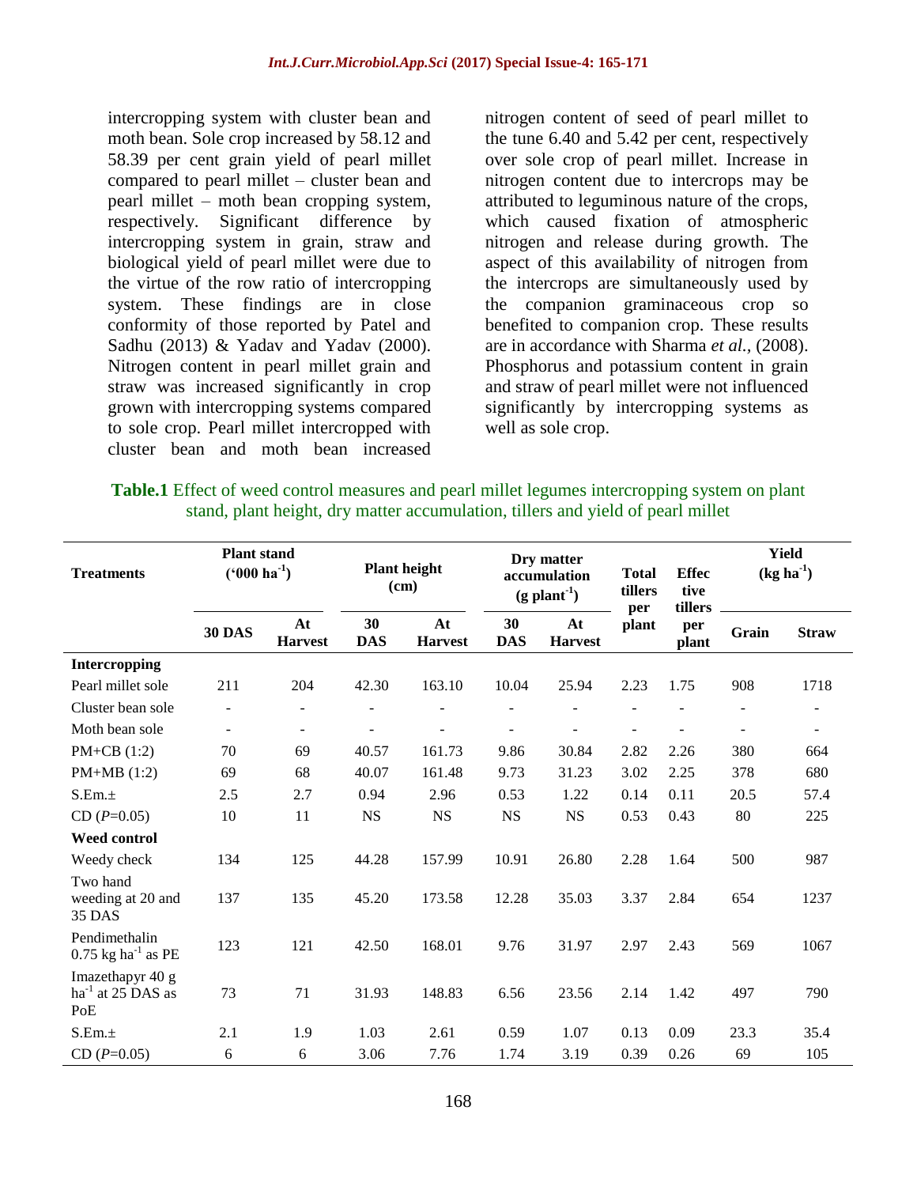intercropping system with cluster bean and moth bean. Sole crop increased by 58.12 and 58.39 per cent grain yield of pearl millet compared to pearl millet – cluster bean and pearl millet – moth bean cropping system, respectively. Significant difference by intercropping system in grain, straw and biological yield of pearl millet were due to the virtue of the row ratio of intercropping system. These findings are in close conformity of those reported by Patel and Sadhu (2013) & Yadav and Yadav (2000). Nitrogen content in pearl millet grain and straw was increased significantly in crop grown with intercropping systems compared to sole crop. Pearl millet intercropped with cluster bean and moth bean increased nitrogen content of seed of pearl millet to the tune 6.40 and 5.42 per cent, respectively over sole crop of pearl millet. Increase in nitrogen content due to intercrops may be attributed to leguminous nature of the crops, which caused fixation of atmospheric nitrogen and release during growth. The aspect of this availability of nitrogen from the intercrops are simultaneously used by the companion graminaceous crop so benefited to companion crop. These results are in accordance with Sharma *et al.,* (2008). Phosphorus and potassium content in grain and straw of pearl millet were not influenced significantly by intercropping systems as well as sole crop.

**Table.1** Effect of weed control measures and pearl millet legumes intercropping system on plant stand, plant height, dry matter accumulation, tillers and yield of pearl millet

| Treatments | Plant stand ('000 $ha^{-1}$) | | Plant height (cm) | | Dry matter accumulation (g $plant^{-1}$) | | Total tillers per plant | Effective tillers per plant | Yield (kg $ha^{-1}$) | |
|---|---|---|---|---|---|---|---|---|---|---|
| | 30 DAS | At Harvest | 30 DAS | At Harvest | 30 DAS | At Harvest | | | Grain | Straw |
| **Intercropping** | | | | | | | | | | |
| Pearl millet sole | 211 | 204 | 42.30 | 163.10 | 10.04 | 25.94 | 2.23 | 1.75 | 908 | 1718 |
| Cluster bean sole | - | - | - | - | - | - | - | - | - | - |
| Moth bean sole | - | - | - | - | - | - | - | - | - | - |
| PM+CB (1:2) | 70 | 69 | 40.57 | 161.73 | 9.86 | 30.84 | 2.82 | 2.26 | 380 | 664 |
| PM+MB (1:2) | 69 | 68 | 40.07 | 161.48 | 9.73 | 31.23 | 3.02 | 2.25 | 378 | 680 |
| S.Em.± | 2.5 | 2.7 | 0.94 | 2.96 | 0.53 | 1.22 | 0.14 | 0.11 | 20.5 | 57.4 |
| CD (*P*=0.05) | 10 | 11 | NS | NS | NS | NS | 0.53 | 0.43 | 80 | 225 |
| **Weed control** | | | | | | | | | | |
| Weedy check | 134 | 125 | 44.28 | 157.99 | 10.91 | 26.80 | 2.28 | 1.64 | 500 | 987 |
| Two hand weeding at 20 and 35 DAS | 137 | 135 | 45.20 | 173.58 | 12.28 | 35.03 | 3.37 | 2.84 | 654 | 1237 |
| Pendimethalin 0.75 kg $ha^{-1}$ as PE | 123 | 121 | 42.50 | 168.01 | 9.76 | 31.97 | 2.97 | 2.43 | 569 | 1067 |
| Imazethapyr 40 g $ha^{-1}$ at 25 DAS as PoE | 73 | 71 | 31.93 | 148.83 | 6.56 | 23.56 | 2.14 | 1.42 | 497 | 790 |
| S.Em.± | 2.1 | 1.9 | 1.03 | 2.61 | 0.59 | 1.07 | 0.13 | 0.09 | 23.3 | 35.4 |
| CD (*P*=0.05) | 6 | 6 | 3.06 | 7.76 | 1.74 | 3.19 | 0.39 | 0.26 | 69 | 105 |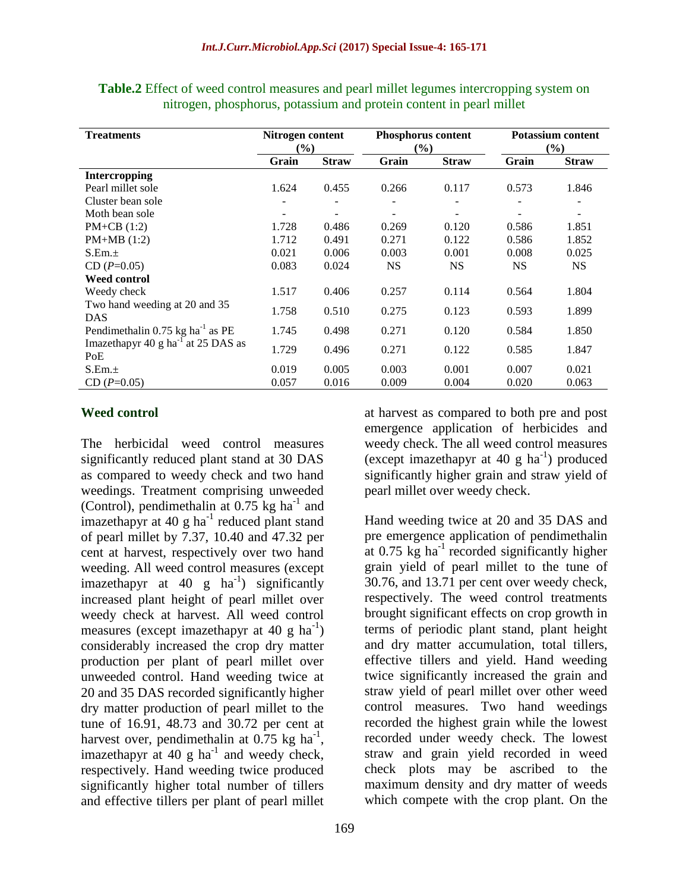**Table.2** Effect of weed control measures and pearl millet legumes intercropping system on nitrogen, phosphorus, potassium and protein content in pearl millet

| Treatments | Nitrogen content (%) | | Phosphorus content (%) | | Potassium content (%) | |
|---|---|---|---|---|---|---|
| | Grain | Straw | Grain | Straw | Grain | Straw |
| **Intercropping** | | | | | | |
| Pearl millet sole | 1.624 | 0.455 | 0.266 | 0.117 | 0.573 | 1.846 |
| Cluster bean sole | - | - | - | - | - | - |
| Moth bean sole | - | - | - | - | - | - |
| PM+CB (1:2) | 1.728 | 0.486 | 0.269 | 0.120 | 0.586 | 1.851 |
| PM+MB (1:2) | 1.712 | 0.491 | 0.271 | 0.122 | 0.586 | 1.852 |
| S.Em.± | 0.021 | 0.006 | 0.003 | 0.001 | 0.008 | 0.025 |
| CD (*P*=0.05) | 0.083 | 0.024 | NS | NS | NS | NS |
| **Weed control** | | | | | | |
| Weedy check | 1.517 | 0.406 | 0.257 | 0.114 | 0.564 | 1.804 |
| Two hand weeding at 20 and 35 DAS | 1.758 | 0.510 | 0.275 | 0.123 | 0.593 | 1.899 |
| Pendimethalin 0.75 kg ha$^{-1}$ as PE | 1.745 | 0.498 | 0.271 | 0.120 | 0.584 | 1.850 |
| Imazethapyr 40 g ha$^{-1}$ at 25 DAS as PoE | 1.729 | 0.496 | 0.271 | 0.122 | 0.585 | 1.847 |
| S.Em.± | 0.019 | 0.005 | 0.003 | 0.001 | 0.007 | 0.021 |
| CD (*P*=0.05) | 0.057 | 0.016 | 0.009 | 0.004 | 0.020 | 0.063 |

### Weed control

The herbicidal weed control measures significantly reduced plant stand at 30 DAS as compared to weedy check and two hand weedings. Treatment comprising unweeded (Control), pendimethalin at 0.75 kg ha$^{-1}$ and imazethapyr at 40 g ha$^{-1}$ reduced plant stand of pearl millet by 7.37, 10.40 and 47.32 per cent at harvest, respectively over two hand weeding. All weed control measures (except imazethapyr at 40 g ha$^{-1}$) significantly increased plant height of pearl millet over weedy check at harvest. All weed control measures (except imazethapyr at 40 g ha$^{-1}$) considerably increased the crop dry matter production per plant of pearl millet over unweeded control. Hand weeding twice at 20 and 35 DAS recorded significantly higher dry matter production of pearl millet to the tune of 16.91, 48.73 and 30.72 per cent at harvest over, pendimethalin at 0.75 kg ha$^{-1}$, imazethapyr at 40 g ha$^{-1}$ and weedy check, respectively. Hand weeding twice produced significantly higher total number of tillers and effective tillers per plant of pearl millet at harvest as compared to both pre and post emergence application of herbicides and weedy check. The all weed control measures (except imazethapyr at 40 g ha$^{-1}$) produced significantly higher grain and straw yield of pearl millet over weedy check.

Hand weeding twice at 20 and 35 DAS and pre emergence application of pendimethalin at 0.75 kg ha$^{-1}$ recorded significantly higher grain yield of pearl millet to the tune of 30.76, and 13.71 per cent over weedy check, respectively. The weed control treatments brought significant effects on crop growth in terms of periodic plant stand, plant height and dry matter accumulation, total tillers, effective tillers and yield. Hand weeding twice significantly increased the grain and straw yield of pearl millet over other weed control measures. Two hand weedings recorded the highest grain while the lowest recorded under weedy check. The lowest straw and grain yield recorded in weed check plots may be ascribed to the maximum density and dry matter of weeds which compete with the crop plant. On the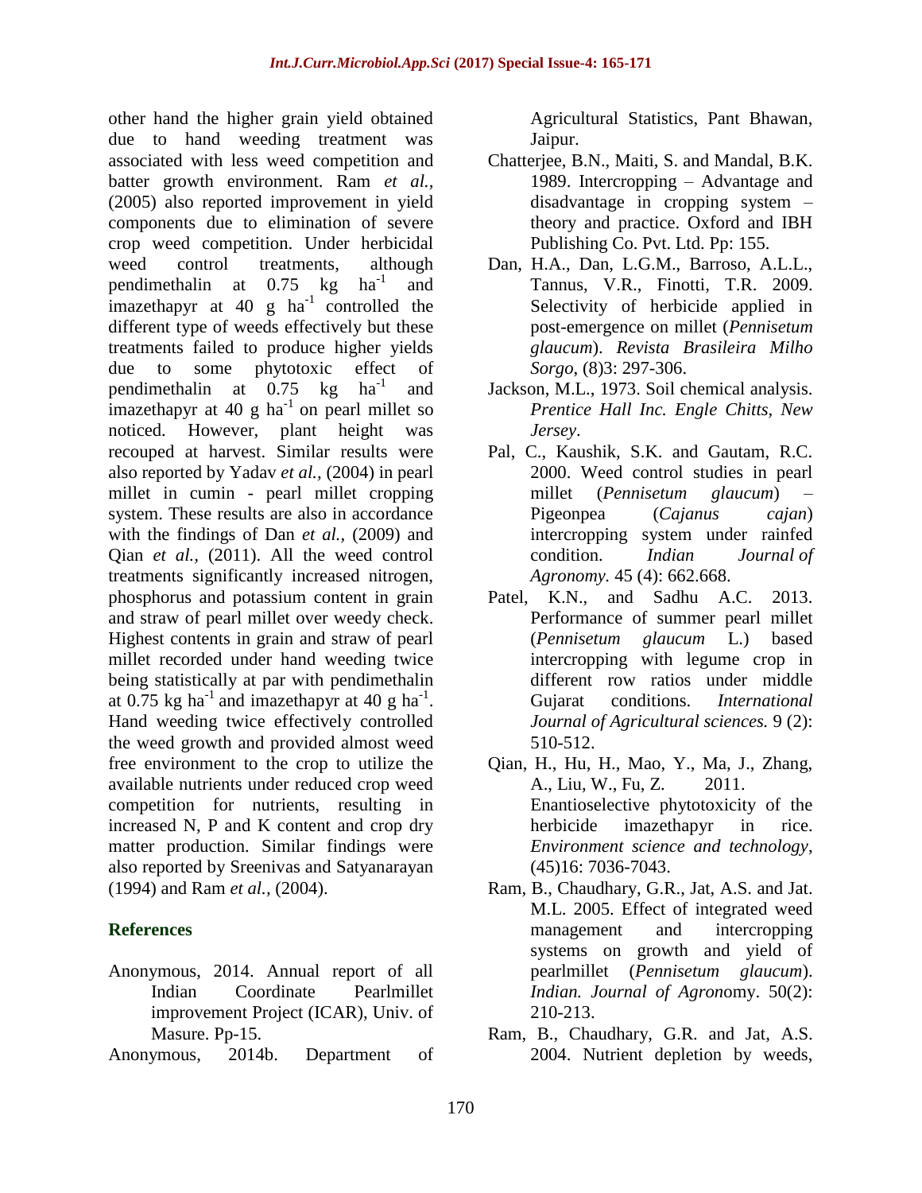other hand the higher grain yield obtained due to hand weeding treatment was associated with less weed competition and batter growth environment. Ram *et al.,* (2005) also reported improvement in yield components due to elimination of severe crop weed competition. Under herbicidal weed control treatments, although pendimethalin at 0.75 kg $ha^{-1}$ and imazethapyr at 40 g $ha^{-1}$ controlled the different type of weeds effectively but these treatments failed to produce higher yields due to some phytotoxic effect of pendimethalin at 0.75 kg $ha^{-1}$ and imazethapyr at 40 g $ha^{-1}$ on pearl millet so noticed. However, plant height was recouped at harvest. Similar results were also reported by Yadav *et al.,* (2004) in pearl millet in cumin - pearl millet cropping system. These results are also in accordance with the findings of Dan *et al.,* (2009) and Qian *et al.,* (2011). All the weed control treatments significantly increased nitrogen, phosphorus and potassium content in grain and straw of pearl millet over weedy check. Highest contents in grain and straw of pearl millet recorded under hand weeding twice being statistically at par with pendimethalin at 0.75 kg $ha^{-1}$ and imazethapyr at 40 g $ha^{-1}$. Hand weeding twice effectively controlled the weed growth and provided almost weed free environment to the crop to utilize the available nutrients under reduced crop weed competition for nutrients, resulting in increased N, P and K content and crop dry matter production. Similar findings were also reported by Sreenivas and Satyanarayan (1994) and Ram *et al.,* (2004).

## References

Anonymous, 2014. Annual report of all Indian Coordinate Pearlmillet improvement Project (ICAR), Univ. of Masure. Pp-15.

Anonymous, 2014b. Department of Agricultural Statistics, Pant Bhawan, Jaipur.

Chatterjee, B.N., Maiti, S. and Mandal, B.K. 1989. Intercropping – Advantage and disadvantage in cropping system – theory and practice. Oxford and IBH Publishing Co. Pvt. Ltd. Pp: 155.

Dan, H.A., Dan, L.G.M., Barroso, A.L.L., Tannus, V.R., Finotti, T.R. 2009. Selectivity of herbicide applied in post-emergence on millet (*Pennisetum glaucum*). *Revista Brasileira Milho Sorgo*, (8)3: 297-306.

Jackson, M.L., 1973. Soil chemical analysis. *Prentice Hall Inc. Engle Chitts, New Jersey*.

Pal, C., Kaushik, S.K. and Gautam, R.C. 2000. Weed control studies in pearl millet (*Pennisetum glaucum*) – Pigeonpea (*Cajanus cajan*) intercropping system under rainfed condition. *Indian Journal of Agronomy.* 45 (4): 662.668.

Patel, K.N., and Sadhu A.C. 2013. Performance of summer pearl millet (*Pennisetum glaucum* L.) based intercropping with legume crop in different row ratios under middle Gujarat conditions. *International Journal of Agricultural sciences.* 9 (2): 510-512.

Qian, H., Hu, H., Mao, Y., Ma, J., Zhang, A., Liu, W., Fu, Z. 2011. Enantioselective phytotoxicity of the herbicide imazethapyr in rice. *Environment science and technology*, (45)16: 7036-7043.

Ram, B., Chaudhary, G.R., Jat, A.S. and Jat. M.L. 2005. Effect of integrated weed management and intercropping systems on growth and yield of pearlmillet (*Pennisetum glaucum*). *Indian. Journal of Agron*omy. 50(2): 210-213.

Ram, B., Chaudhary, G.R. and Jat, A.S. 2004. Nutrient depletion by weeds,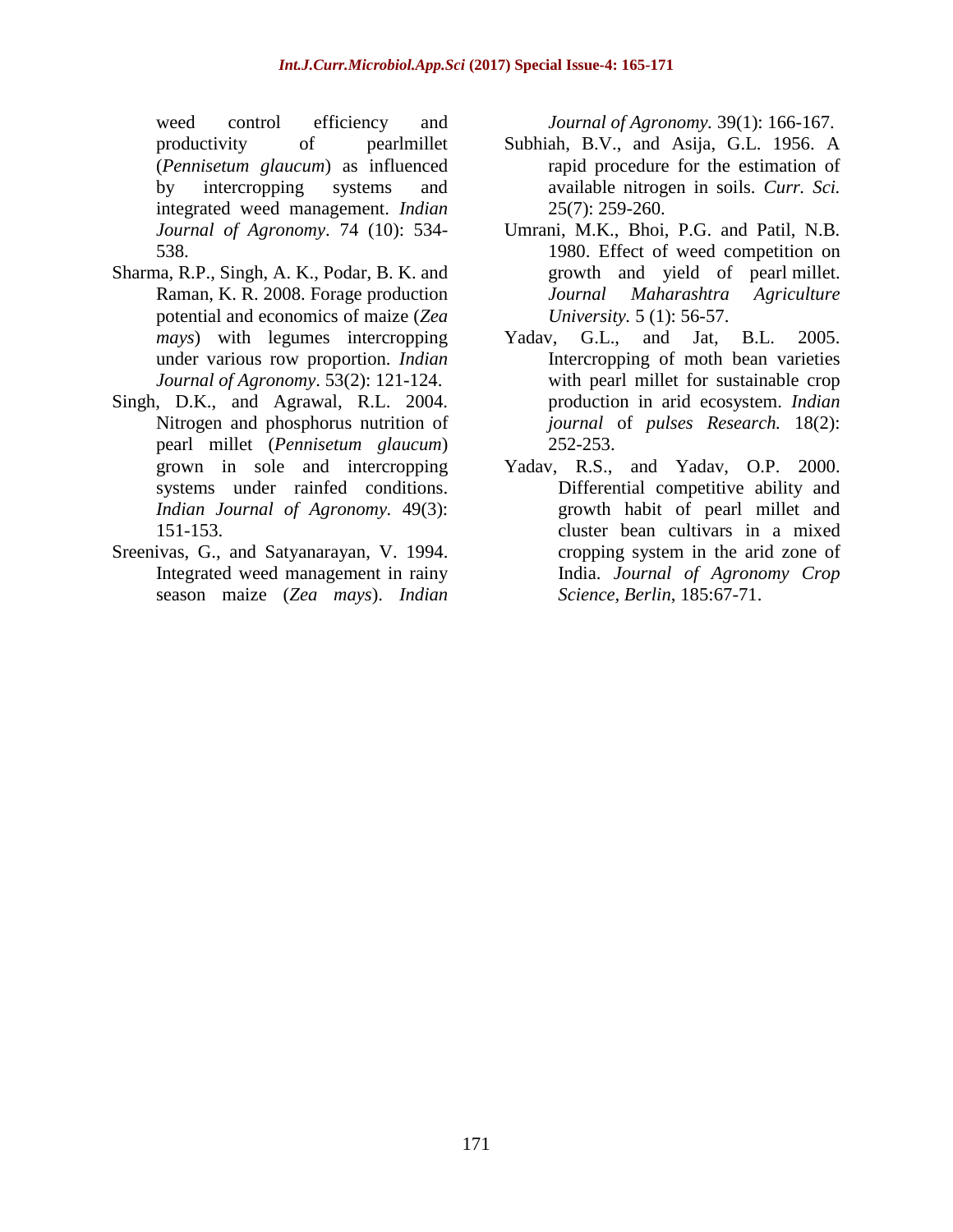weed control efficiency and productivity of pearlmillet (*Pennisetum glaucum*) as influenced by intercropping systems and integrated weed management. *Indian Journal of Agronomy*. 74 (10): 534-538.

Sharma, R.P., Singh, A. K., Podar, B. K. and Raman, K. R. 2008. Forage production potential and economics of maize (*Zea mays*) with legumes intercropping under various row proportion. *Indian Journal of Agronomy*. 53(2): 121-124.

Singh, D.K., and Agrawal, R.L. 2004. Nitrogen and phosphorus nutrition of pearl millet (*Pennisetum glaucum*) grown in sole and intercropping systems under rainfed conditions. *Indian Journal of Agronomy.* 49(3): 151-153.

Sreenivas, G., and Satyanarayan, V. 1994. Integrated weed management in rainy season maize (*Zea mays*). *Indian Journal of Agronomy.* 39(1): 166-167.

Subhiah, B.V., and Asija, G.L. 1956. A rapid procedure for the estimation of available nitrogen in soils. *Curr. Sci.* 25(7): 259-260.

Umrani, M.K., Bhoi, P.G. and Patil, N.B. 1980. Effect of weed competition on growth and yield of pearl millet. *Journal Maharashtra Agriculture University.* 5 (1): 56-57.

Yadav, G.L., and Jat, B.L. 2005. Intercropping of moth bean varieties with pearl millet for sustainable crop production in arid ecosystem. *Indian journal* of *pulses Research.* 18(2): 252-253.

Yadav, R.S., and Yadav, O.P. 2000. Differential competitive ability and growth habit of pearl millet and cluster bean cultivars in a mixed cropping system in the arid zone of India. *Journal of Agronomy Crop Science, Berlin*, 185:67-71.